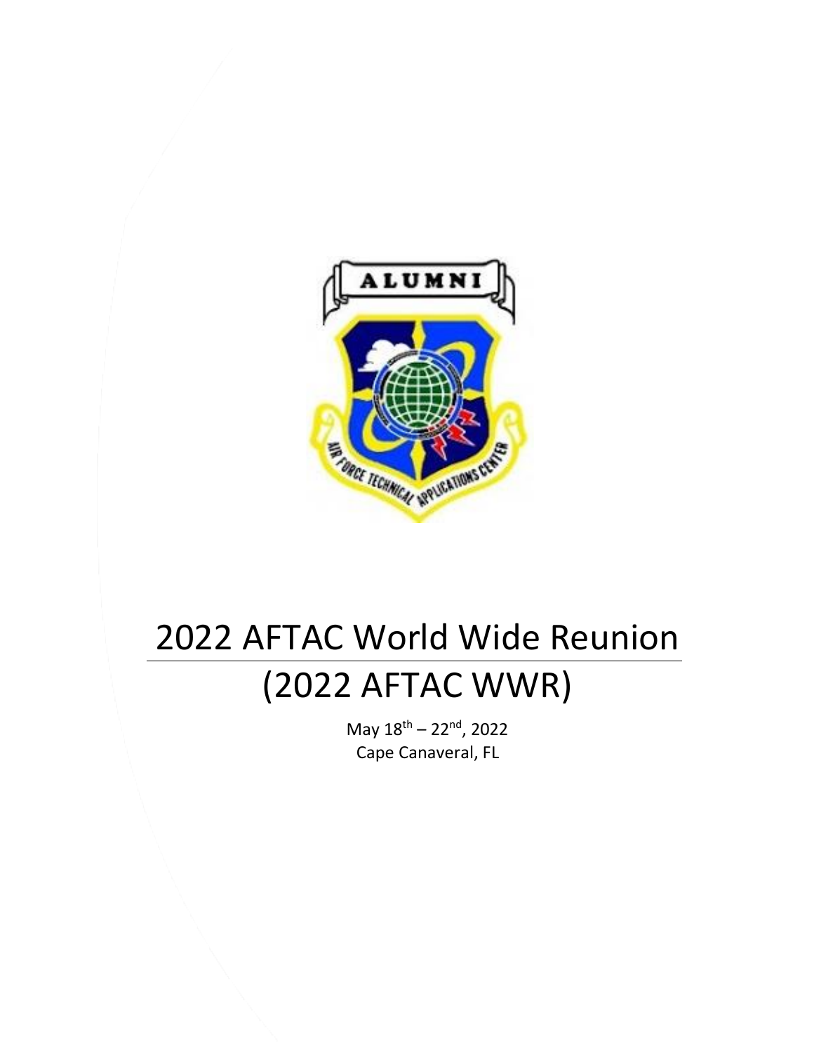# 2022 AFTAC World Wide Reunion

# (2022 AFTAC WWR)

May 18th – 22nd, 2022

Cape Canaveral, FL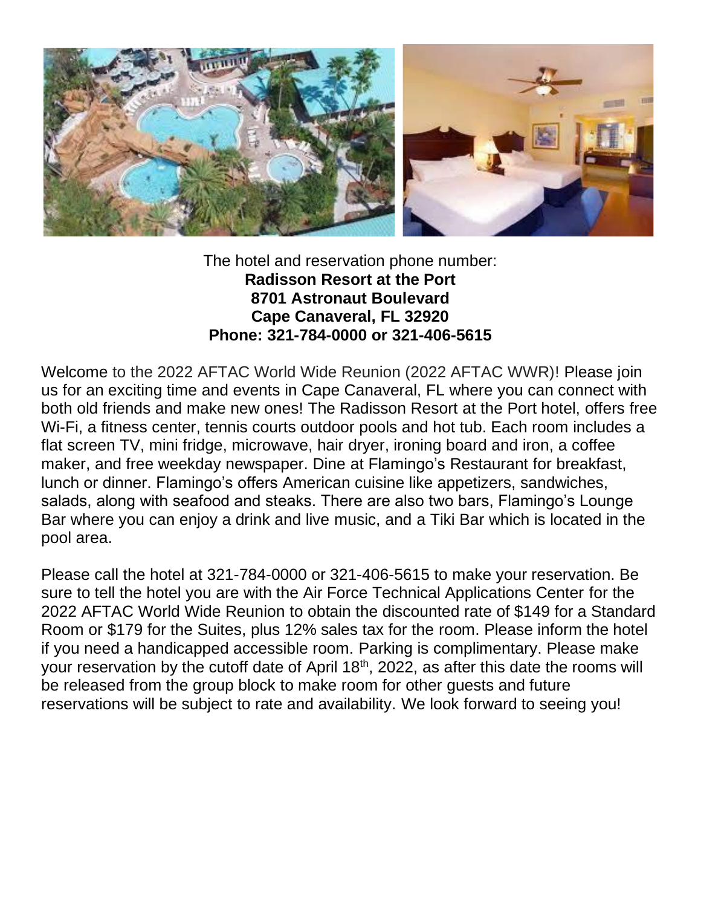The hotel and reservation phone number:

**Radisson Resort at the Port**
**8701 Astronaut Boulevard**
**Cape Canaveral, FL 32920**
**Phone: 321-784-0000 or 321-406-5615**

Welcome to the 2022 AFTAC World Wide Reunion (2022 AFTAC WWR)! Please join us for an exciting time and events in Cape Canaveral, FL where you can connect with both old friends and make new ones! The Radisson Resort at the Port hotel, offers free Wi-Fi, a fitness center, tennis courts outdoor pools and hot tub. Each room includes a flat screen TV, mini fridge, microwave, hair dryer, ironing board and iron, a coffee maker, and free weekday newspaper. Dine at Flamingo's Restaurant for breakfast, lunch or dinner. Flamingo's offers American cuisine like appetizers, sandwiches, salads, along with seafood and steaks. There are also two bars, Flamingo's Lounge Bar where you can enjoy a drink and live music, and a Tiki Bar which is located in the pool area.

Please call the hotel at 321-784-0000 or 321-406-5615 to make your reservation. Be sure to tell the hotel you are with the Air Force Technical Applications Center for the 2022 AFTAC World Wide Reunion to obtain the discounted rate of $149 for a Standard Room or $179 for the Suites, plus 12% sales tax for the room. Please inform the hotel if you need a handicapped accessible room. Parking is complimentary. Please make your reservation by the cutoff date of April 18th, 2022, as after this date the rooms will be released from the group block to make room for other guests and future reservations will be subject to rate and availability. We look forward to seeing you!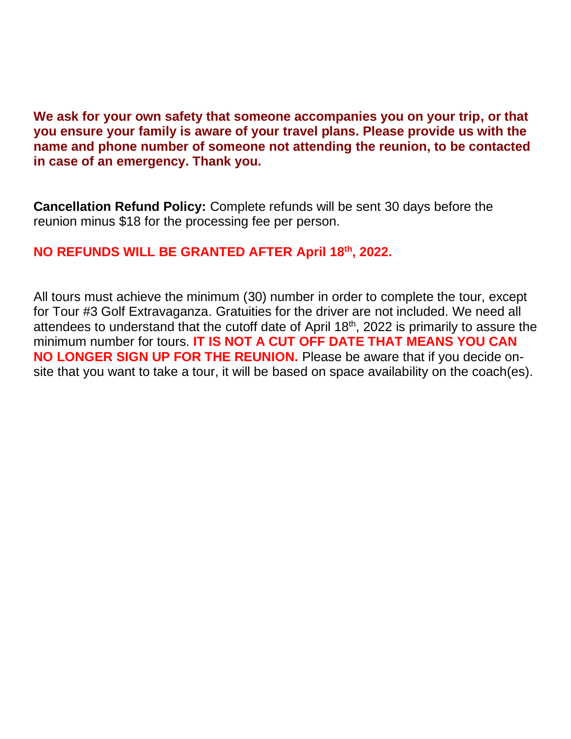**We ask for your own safety that someone accompanies you on your trip, or that you ensure your family is aware of your travel plans. Please provide us with the name and phone number of someone not attending the reunion, to be contacted in case of an emergency. Thank you.**

**Cancellation Refund Policy:** Complete refunds will be sent 30 days before the reunion minus $18 for the processing fee per person.

**NO REFUNDS WILL BE GRANTED AFTER April 18th, 2022.**

All tours must achieve the minimum (30) number in order to complete the tour, except for Tour #3 Golf Extravaganza. Gratuities for the driver are not included. We need all attendees to understand that the cutoff date of April 18th, 2022 is primarily to assure the minimum number for tours. **IT IS NOT A CUT OFF DATE THAT MEANS YOU CAN NO LONGER SIGN UP FOR THE REUNION.** Please be aware that if you decide on-site that you want to take a tour, it will be based on space availability on the coach(es).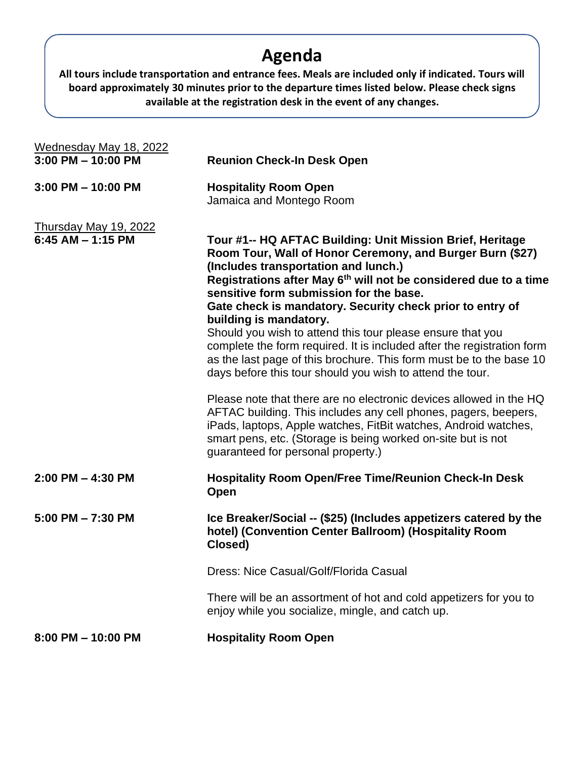# Agenda

**All tours include transportation and entrance fees. Meals are included only if indicated. Tours will board approximately 30 minutes prior to the departure times listed below. Please check signs available at the registration desk in the event of any changes.**

Wednesday May 18, 2022

**3:00 PM – 10:00 PM** — **Reunion Check-In Desk Open**

**3:00 PM – 10:00 PM** — **Hospitality Room Open**
Jamaica and Montego Room

Thursday May 19, 2022

**6:45 AM – 1:15 PM** — **Tour #1-- HQ AFTAC Building: Unit Mission Brief, Heritage Room Tour, Wall of Honor Ceremony, and Burger Burn ($27) (Includes transportation and lunch.)**
**Registrations after May 6th will not be considered due to a time sensitive form submission for the base.**
**Gate check is mandatory. Security check prior to entry of building is mandatory.**
Should you wish to attend this tour please ensure that you complete the form required. It is included after the registration form as the last page of this brochure. This form must be to the base 10 days before this tour should you wish to attend the tour.

Please note that there are no electronic devices allowed in the HQ AFTAC building. This includes any cell phones, pagers, beepers, iPads, laptops, Apple watches, FitBit watches, Android watches, smart pens, etc. (Storage is being worked on-site but is not guaranteed for personal property.)

**2:00 PM – 4:30 PM** — **Hospitality Room Open/Free Time/Reunion Check-In Desk Open**

**5:00 PM – 7:30 PM** — **Ice Breaker/Social -- ($25) (Includes appetizers catered by the hotel) (Convention Center Ballroom) (Hospitality Room Closed)**

Dress: Nice Casual/Golf/Florida Casual

There will be an assortment of hot and cold appetizers for you to enjoy while you socialize, mingle, and catch up.

**8:00 PM – 10:00 PM** — **Hospitality Room Open**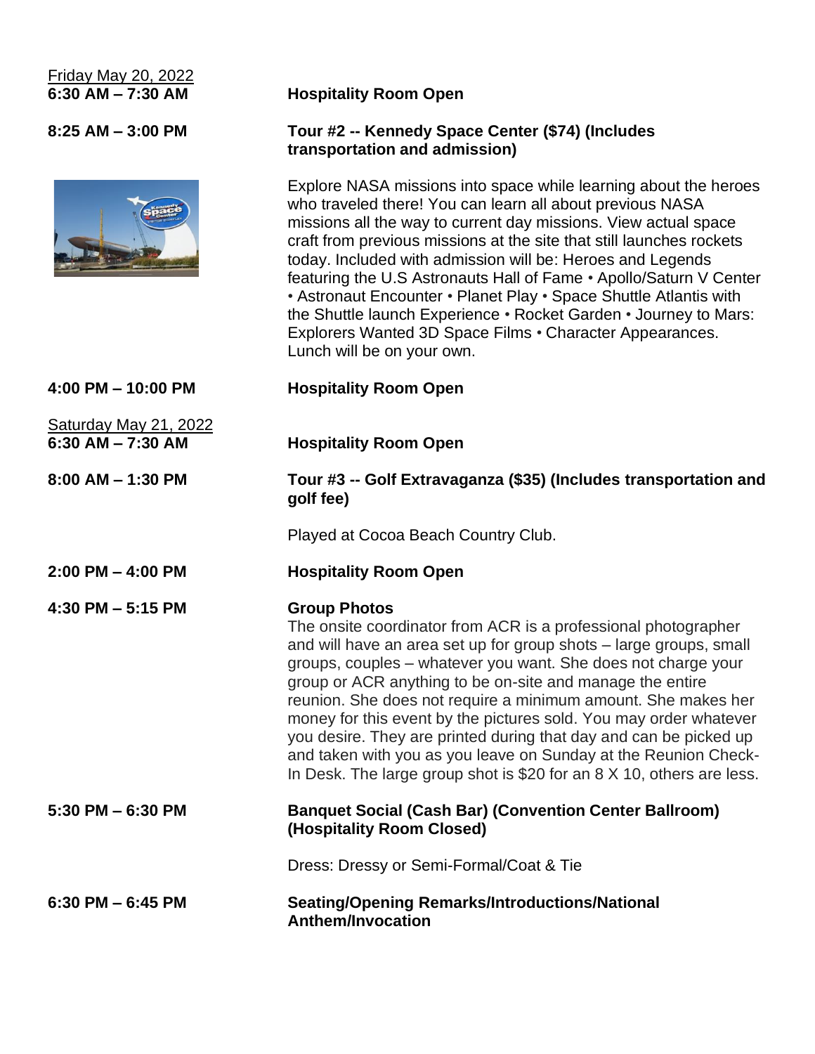<u>Friday May 20, 2022</u>

**6:30 AM – 7:30 AM** **Hospitality Room Open**

**8:25 AM – 3:00 PM** **Tour #2 -- Kennedy Space Center ($74) (Includes transportation and admission)**

Explore NASA missions into space while learning about the heroes who traveled there! You can learn all about previous NASA missions all the way to current day missions. View actual space craft from previous missions at the site that still launches rockets today. Included with admission will be: Heroes and Legends featuring the U.S Astronauts Hall of Fame • Apollo/Saturn V Center • Astronaut Encounter • Planet Play • Space Shuttle Atlantis with the Shuttle launch Experience • Rocket Garden • Journey to Mars: Explorers Wanted 3D Space Films • Character Appearances. Lunch will be on your own.

**4:00 PM – 10:00 PM** **Hospitality Room Open**

<u>Saturday May 21, 2022</u>

**6:30 AM – 7:30 AM** **Hospitality Room Open**

**8:00 AM – 1:30 PM** **Tour #3 -- Golf Extravaganza ($35) (Includes transportation and golf fee)**

Played at Cocoa Beach Country Club.

**2:00 PM – 4:00 PM** **Hospitality Room Open**

**4:30 PM – 5:15 PM** **Group Photos**

The onsite coordinator from ACR is a professional photographer and will have an area set up for group shots – large groups, small groups, couples – whatever you want. She does not charge your group or ACR anything to be on-site and manage the entire reunion. She does not require a minimum amount. She makes her money for this event by the pictures sold. You may order whatever you desire. They are printed during that day and can be picked up and taken with you as you leave on Sunday at the Reunion Check-In Desk. The large group shot is $20 for an 8 X 10, others are less.

**5:30 PM – 6:30 PM** **Banquet Social (Cash Bar) (Convention Center Ballroom) (Hospitality Room Closed)**

Dress: Dressy or Semi-Formal/Coat & Tie

**6:30 PM – 6:45 PM** **Seating/Opening Remarks/Introductions/National Anthem/Invocation**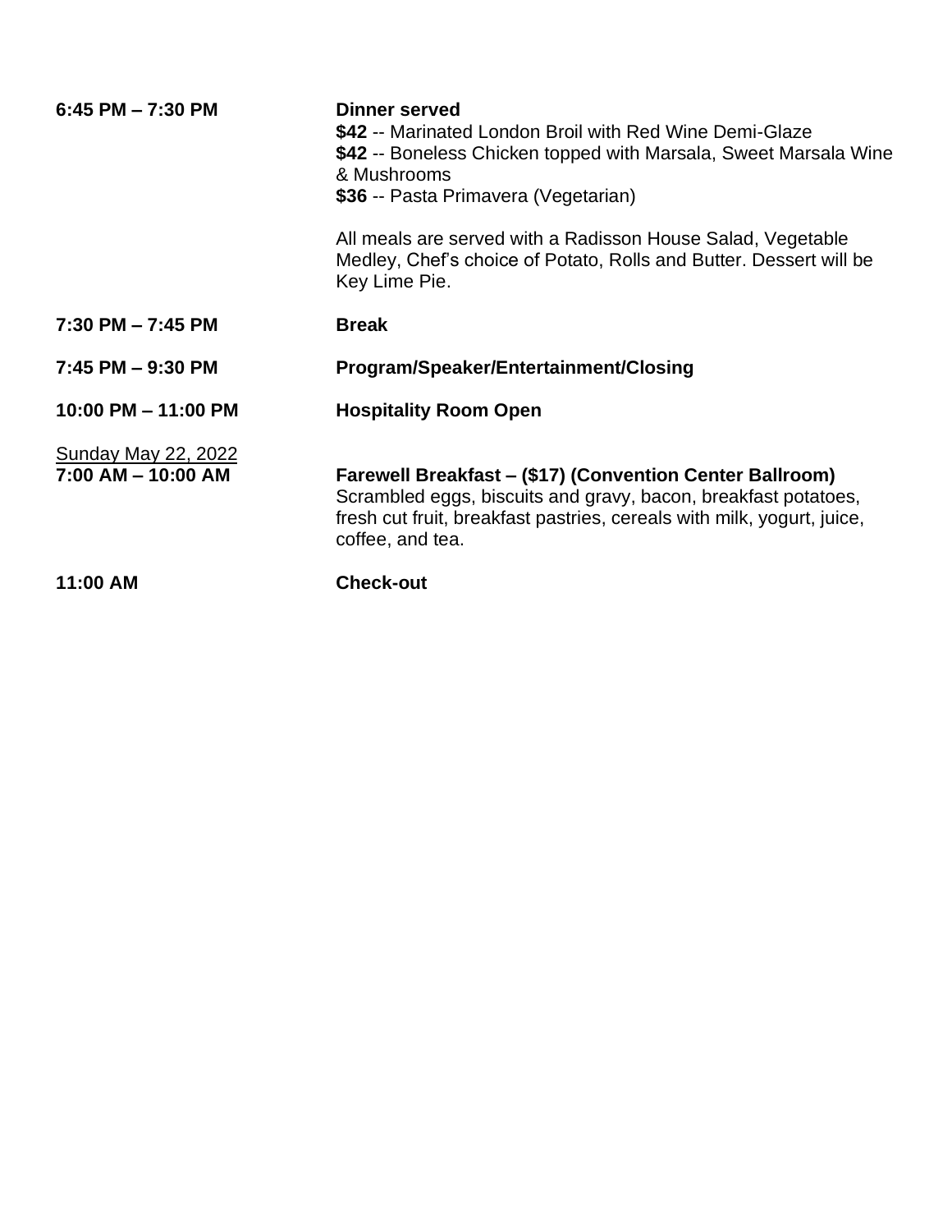| | |
|---|---|
| **6:45 PM – 7:30 PM** | **Dinner served**<br>**$42** -- Marinated London Broil with Red Wine Demi-Glaze<br>**$42** -- Boneless Chicken topped with Marsala, Sweet Marsala Wine & Mushrooms<br>**$36** -- Pasta Primavera (Vegetarian)<br><br>All meals are served with a Radisson House Salad, Vegetable Medley, Chef's choice of Potato, Rolls and Butter. Dessert will be Key Lime Pie. |
| **7:30 PM – 7:45 PM** | **Break** |
| **7:45 PM – 9:30 PM** | **Program/Speaker/Entertainment/Closing** |
| **10:00 PM – 11:00 PM** | **Hospitality Room Open** |
| <u>Sunday May 22, 2022</u><br>**7:00 AM – 10:00 AM** | **Farewell Breakfast – ($17) (Convention Center Ballroom)**<br>Scrambled eggs, biscuits and gravy, bacon, breakfast potatoes, fresh cut fruit, breakfast pastries, cereals with milk, yogurt, juice, coffee, and tea. |
| **11:00 AM** | **Check-out** |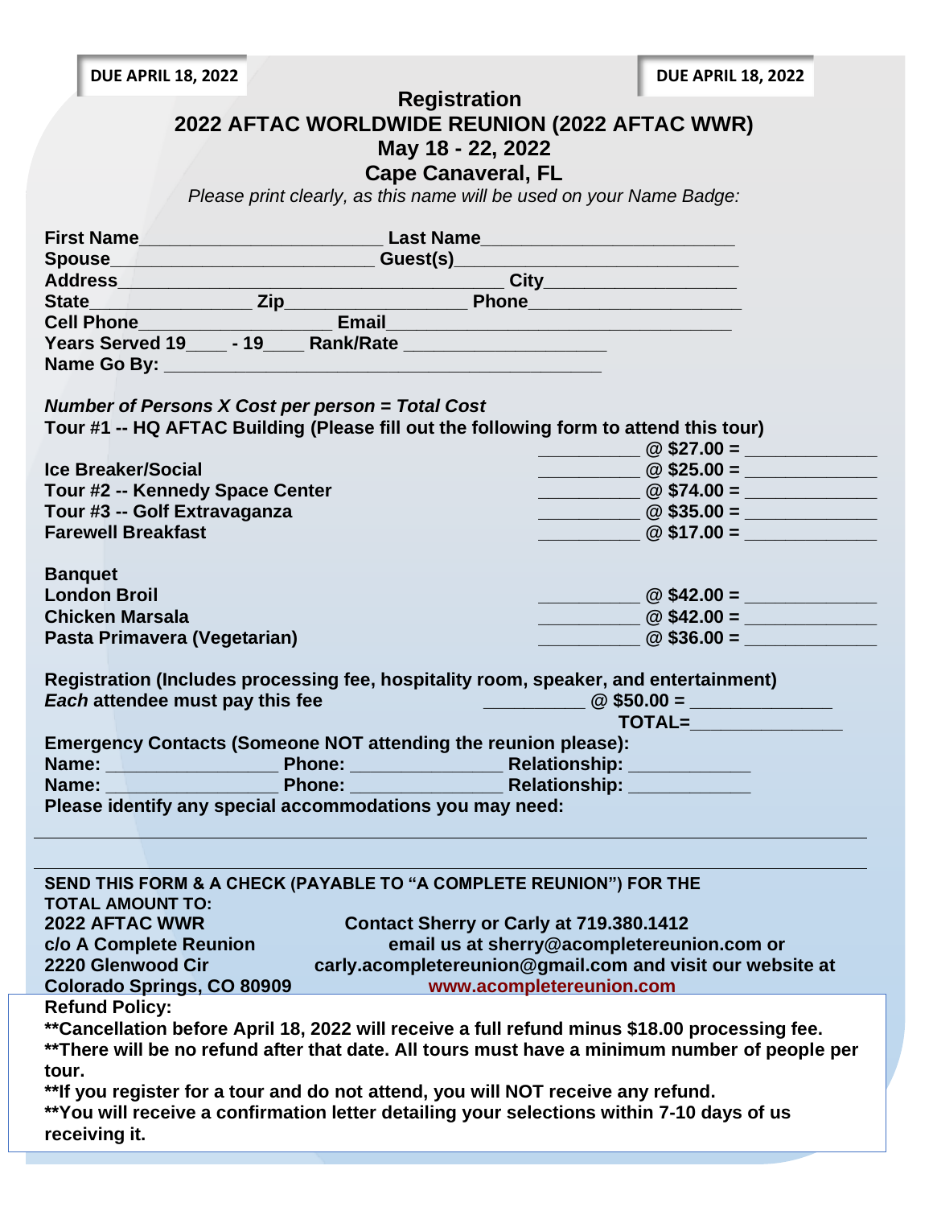**DUE APRIL 18, 2022** **DUE APRIL 18, 2022**

# Registration
# 2022 AFTAC WORLDWIDE REUNION (2022 AFTAC WWR)
## May 18 - 22, 2022
## Cape Canaveral, FL

*Please print clearly, as this name will be used on your Name Badge:*

**First Name**________________________ **Last Name**_________________________
**Spouse**__________________________ **Guest(s)**____________________________
**Address**_______________________________________ **City**__________________
**State**________________ **Zip**_________________ **Phone**_____________________
**Cell Phone**___________________ **Email**___________________________________
**Years Served 19**____ **- 19**____ **Rank/Rate** ____________________
**Name Go By:** ___________________________________________

***Number of Persons X Cost per person = Total Cost***

**Tour #1 -- HQ AFTAC Building (Please fill out the following form to attend this tour)**

| Item | Persons | Cost | Total |
|---|---|---|---|
| **Tour #1 -- HQ AFTAC Building** | __________ | **@ $27.00 =** | _____________ |
| **Ice Breaker/Social** | __________ | **@ $25.00 =** | _____________ |
| **Tour #2 -- Kennedy Space Center** | __________ | **@ $74.00 =** | _____________ |
| **Tour #3 -- Golf Extravaganza** | __________ | **@ $35.00 =** | _____________ |
| **Farewell Breakfast** | __________ | **@ $17.00 =** | _____________ |
| **Banquet** | | | |
| **London Broil** | __________ | **@ $42.00 =** | _____________ |
| **Chicken Marsala** | __________ | **@ $42.00 =** | _____________ |
| **Pasta Primavera (Vegetarian)** | __________ | **@ $36.00 =** | _____________ |

**Registration (Includes processing fee, hospitality room, speaker, and entertainment)**
***Each* attendee must pay this fee** __________ **@ $50.00 =** ______________
**TOTAL=**_______________

**Emergency Contacts (Someone NOT attending the reunion please):**
**Name:** _________________ **Phone:** _______________ **Relationship:** ____________
**Name:** _________________ **Phone:** _______________ **Relationship:** ____________

**Please identify any special accommodations you may need:**

______________________________________________________________________________

______________________________________________________________________________

**SEND THIS FORM & A CHECK (PAYABLE TO "A COMPLETE REUNION") FOR THE TOTAL AMOUNT TO:**

**2022 AFTAC WWR**
**c/o A Complete Reunion**
**2220 Glenwood Cir**
**Colorado Springs, CO 80909**

**Contact Sherry or Carly at 719.380.1412**
**email us at sherry@acompletereunion.com or carly.acompletereunion@gmail.com and visit our website at www.acompletereunion.com**

**Refund Policy:**
**\*\*Cancellation before April 18, 2022 will receive a full refund minus $18.00 processing fee.**
**\*\*There will be no refund after that date. All tours must have a minimum number of people per tour.**
**\*\*If you register for a tour and do not attend, you will NOT receive any refund.**
**\*\*You will receive a confirmation letter detailing your selections within 7-10 days of us receiving it.**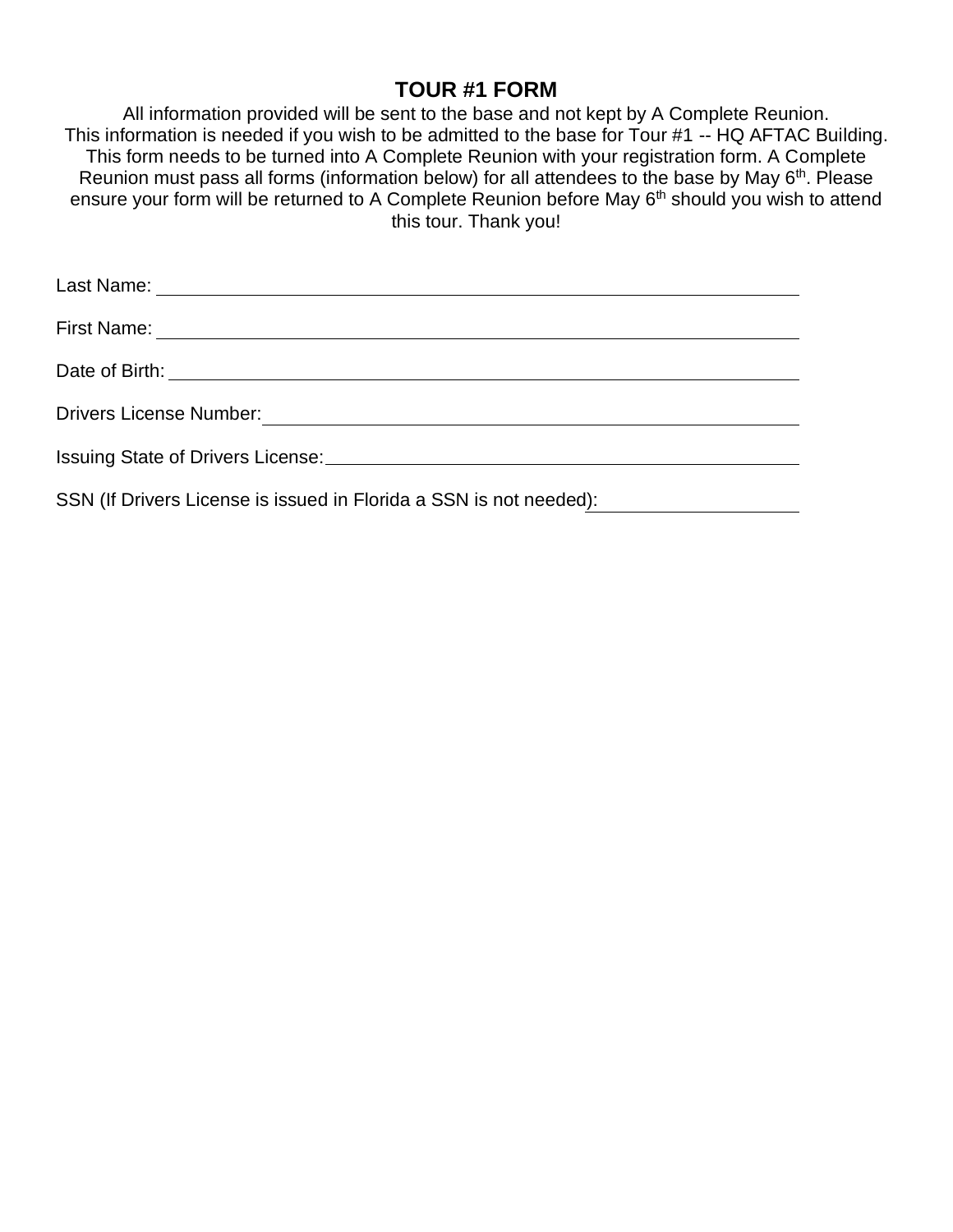# TOUR #1 FORM

All information provided will be sent to the base and not kept by A Complete Reunion. This information is needed if you wish to be admitted to the base for Tour #1 -- HQ AFTAC Building. This form needs to be turned into A Complete Reunion with your registration form. A Complete Reunion must pass all forms (information below) for all attendees to the base by May 6th. Please ensure your form will be returned to A Complete Reunion before May 6th should you wish to attend this tour. Thank you!

Last Name: ______________________________________________

First Name: ______________________________________________

Date of Birth: ______________________________________________

Drivers License Number: ______________________________________________

Issuing State of Drivers License: ______________________________________________

SSN (If Drivers License is issued in Florida a SSN is not needed): ____________________